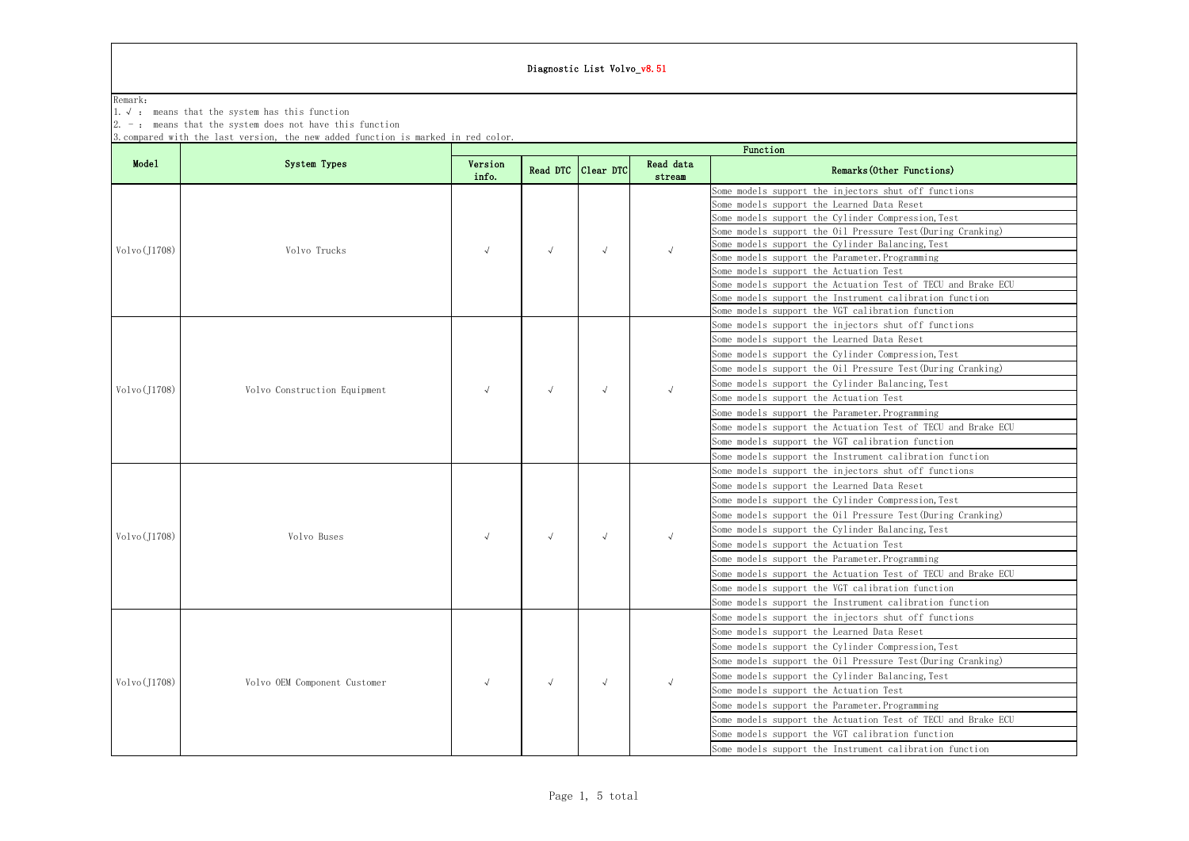# Diagnostic List Volvo_v8.51

Remark:

1. √ : means that the system has this function
2. － : means that the system does not have this function
3. compared with the last version, the new added function is marked in red color.

| Model | System Types | Function | | | | |
|---|---|---|---|---|---|---|
| | | Version info. | Read DTC | Clear DTC | Read data stream | Remarks(Other Functions) |
| Volvo(J1708) | Volvo Trucks | √ | √ | √ | √ | Some models support the injectors shut off functions |
| | | | | | | Some models support the Learned Data Reset |
| | | | | | | Some models support the Cylinder Compression,Test |
| | | | | | | Some models support the Oil Pressure Test(During Cranking) |
| | | | | | | Some models support the Cylinder Balancing,Test |
| | | | | | | Some models support the Parameter.Programming |
| | | | | | | Some models support the Actuation Test |
| | | | | | | Some models support the Actuation Test of TECU and Brake ECU |
| | | | | | | Some models support the Instrument calibration function |
| | | | | | | Some models support the VGT calibration function |
| Volvo(J1708) | Volvo Construction Equipment | √ | √ | √ | √ | Some models support the injectors shut off functions |
| | | | | | | Some models support the Learned Data Reset |
| | | | | | | Some models support the Cylinder Compression,Test |
| | | | | | | Some models support the Oil Pressure Test(During Cranking) |
| | | | | | | Some models support the Cylinder Balancing,Test |
| | | | | | | Some models support the Actuation Test |
| | | | | | | Some models support the Parameter.Programming |
| | | | | | | Some models support the Actuation Test of TECU and Brake ECU |
| | | | | | | Some models support the VGT calibration function |
| | | | | | | Some models support the Instrument calibration function |
| Volvo(J1708) | Volvo Buses | √ | √ | √ | √ | Some models support the injectors shut off functions |
| | | | | | | Some models support the Learned Data Reset |
| | | | | | | Some models support the Cylinder Compression,Test |
| | | | | | | Some models support the Oil Pressure Test(During Cranking) |
| | | | | | | Some models support the Cylinder Balancing,Test |
| | | | | | | Some models support the Actuation Test |
| | | | | | | Some models support the Parameter.Programming |
| | | | | | | Some models support the Actuation Test of TECU and Brake ECU |
| | | | | | | Some models support the VGT calibration function |
| | | | | | | Some models support the Instrument calibration function |
| Volvo(J1708) | Volvo OEM Component Customer | √ | √ | √ | √ | Some models support the injectors shut off functions |
| | | | | | | Some models support the Learned Data Reset |
| | | | | | | Some models support the Cylinder Compression,Test |
| | | | | | | Some models support the Oil Pressure Test(During Cranking) |
| | | | | | | Some models support the Cylinder Balancing,Test |
| | | | | | | Some models support the Actuation Test |
| | | | | | | Some models support the Parameter.Programming |
| | | | | | | Some models support the Actuation Test of TECU and Brake ECU |
| | | | | | | Some models support the VGT calibration function |
| | | | | | | Some models support the Instrument calibration function |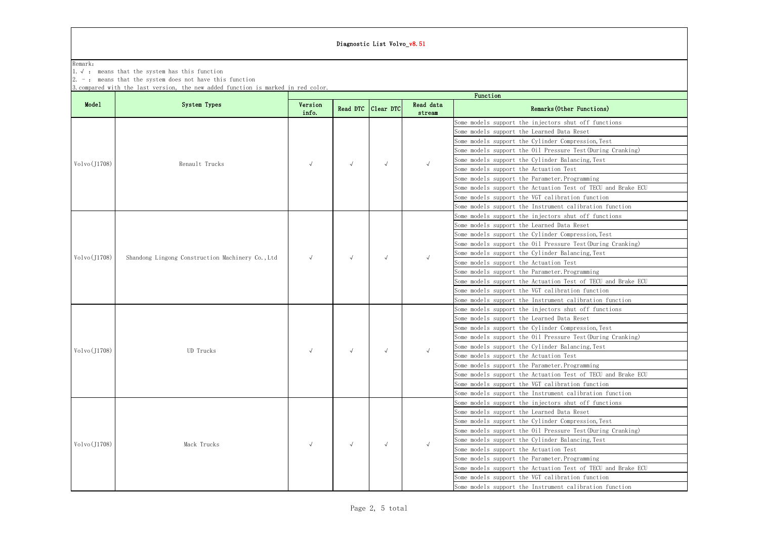# Diagnostic List Volvo_v8.51

Remark:

1. √ : means that the system has this function
2. － : means that the system does not have this function
3. compared with the last version, the new added function is marked in red color.

| Model | System Types | Function | | | | |
|---|---|---|---|---|---|---|
| | | Version info. | Read DTC | Clear DTC | Read data stream | Remarks(Other Functions) |
| Volvo(J1708) | Renault Trucks | √ | √ | √ | √ | Some models support the injectors shut off functions |
| | | | | | | Some models support the Learned Data Reset |
| | | | | | | Some models support the Cylinder Compression,Test |
| | | | | | | Some models support the Oil Pressure Test(During Cranking) |
| | | | | | | Some models support the Cylinder Balancing,Test |
| | | | | | | Some models support the Actuation Test |
| | | | | | | Some models support the Parameter.Programming |
| | | | | | | Some models support the Actuation Test of TECU and Brake ECU |
| | | | | | | Some models support the VGT calibration function |
| | | | | | | Some models support the Instrument calibration function |
| Volvo(J1708) | Shandong Lingong Construction Machinery Co.,Ltd | √ | √ | √ | √ | Some models support the injectors shut off functions |
| | | | | | | Some models support the Learned Data Reset |
| | | | | | | Some models support the Cylinder Compression,Test |
| | | | | | | Some models support the Oil Pressure Test(During Cranking) |
| | | | | | | Some models support the Cylinder Balancing,Test |
| | | | | | | Some models support the Actuation Test |
| | | | | | | Some models support the Parameter.Programming |
| | | | | | | Some models support the Actuation Test of TECU and Brake ECU |
| | | | | | | Some models support the VGT calibration function |
| | | | | | | Some models support the Instrument calibration function |
| Volvo(J1708) | UD Trucks | √ | √ | √ | √ | Some models support the injectors shut off functions |
| | | | | | | Some models support the Learned Data Reset |
| | | | | | | Some models support the Cylinder Compression,Test |
| | | | | | | Some models support the Oil Pressure Test(During Cranking) |
| | | | | | | Some models support the Cylinder Balancing,Test |
| | | | | | | Some models support the Actuation Test |
| | | | | | | Some models support the Parameter.Programming |
| | | | | | | Some models support the Actuation Test of TECU and Brake ECU |
| | | | | | | Some models support the VGT calibration function |
| | | | | | | Some models support the Instrument calibration function |
| Volvo(J1708) | Mack Trucks | √ | √ | √ | √ | Some models support the injectors shut off functions |
| | | | | | | Some models support the Learned Data Reset |
| | | | | | | Some models support the Cylinder Compression,Test |
| | | | | | | Some models support the Oil Pressure Test(During Cranking) |
| | | | | | | Some models support the Cylinder Balancing,Test |
| | | | | | | Some models support the Actuation Test |
| | | | | | | Some models support the Parameter.Programming |
| | | | | | | Some models support the Actuation Test of TECU and Brake ECU |
| | | | | | | Some models support the VGT calibration function |
| | | | | | | Some models support the Instrument calibration function |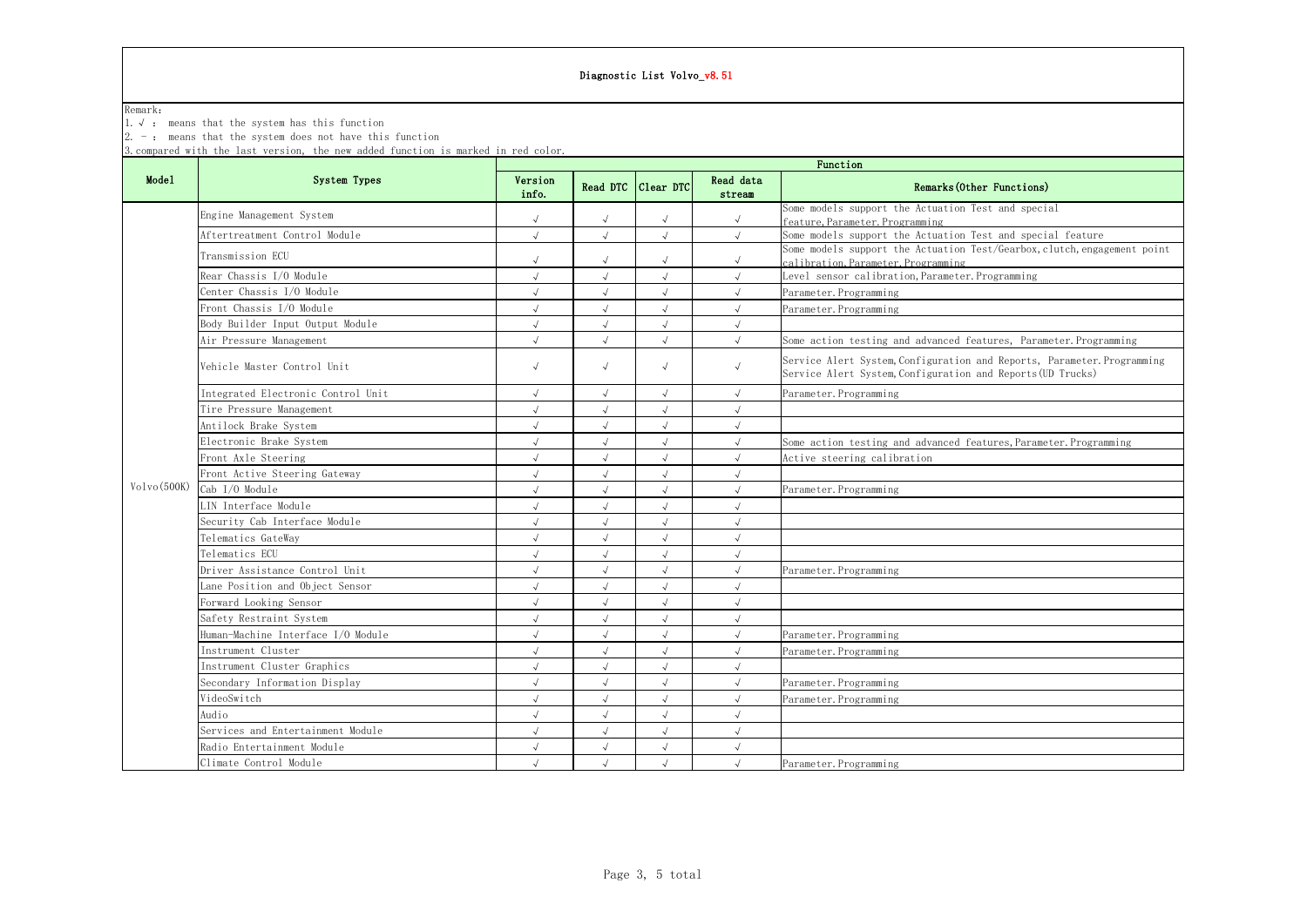# Diagnostic List Volvo_v8.51

Remark:

1. √ : means that the system has this function
2. － : means that the system does not have this function
3. compared with the last version, the new added function is marked in red color.

| Model | System Types | Function | | | | |
|---|---|---|---|---|---|---|
| | | Version info. | Read DTC | Clear DTC | Read data stream | Remarks(Other Functions) |
| Volvo(500K) | Engine Management System | √ | √ | √ | √ | Some models support the Actuation Test and special feature,Parameter.Programming |
| | Aftertreatment Control Module | √ | √ | √ | √ | Some models support the Actuation Test and special feature |
| | Transmission ECU | √ | √ | √ | √ | Some models support the Actuation Test/Gearbox,clutch,engagement point calibration,Parameter.Programming |
| | Rear Chassis I/O Module | √ | √ | √ | √ | Level sensor calibration,Parameter.Programming |
| | Center Chassis I/O Module | √ | √ | √ | √ | Parameter.Programming |
| | Front Chassis I/O Module | √ | √ | √ | √ | Parameter.Programming |
| | Body Builder Input Output Module | √ | √ | √ | √ | |
| | Air Pressure Management | √ | √ | √ | √ | Some action testing and advanced features, Parameter.Programming |
| | Vehicle Master Control Unit | √ | √ | √ | √ | Service Alert System,Configuration and Reports, Parameter.Programming Service Alert System,Configuration and Reports(UD Trucks) |
| | Integrated Electronic Control Unit | √ | √ | √ | √ | Parameter.Programming |
| | Tire Pressure Management | √ | √ | √ | √ | |
| | Antilock Brake System | √ | √ | √ | √ | |
| | Electronic Brake System | √ | √ | √ | √ | Some action testing and advanced features,Parameter.Programming |
| | Front Axle Steering | √ | √ | √ | √ | Active steering calibration |
| | Front Active Steering Gateway | √ | √ | √ | √ | |
| | Cab I/O Module | √ | √ | √ | √ | Parameter.Programming |
| | LIN Interface Module | √ | √ | √ | √ | |
| | Security Cab Interface Module | √ | √ | √ | √ | |
| | Telematics GateWay | √ | √ | √ | √ | |
| | Telematics ECU | √ | √ | √ | √ | |
| | Driver Assistance Control Unit | √ | √ | √ | √ | Parameter.Programming |
| | Lane Position and Object Sensor | √ | √ | √ | √ | |
| | Forward Looking Sensor | √ | √ | √ | √ | |
| | Safety Restraint System | √ | √ | √ | √ | |
| | Human-Machine Interface I/O Module | √ | √ | √ | √ | Parameter.Programming |
| | Instrument Cluster | √ | √ | √ | √ | Parameter.Programming |
| | Instrument Cluster Graphics | √ | √ | √ | √ | |
| | Secondary Information Display | √ | √ | √ | √ | Parameter.Programming |
| | VideoSwitch | √ | √ | √ | √ | Parameter.Programming |
| | Audio | √ | √ | √ | √ | |
| | Services and Entertainment Module | √ | √ | √ | √ | |
| | Radio Entertainment Module | √ | √ | √ | √ | |
| | Climate Control Module | √ | √ | √ | √ | Parameter.Programming |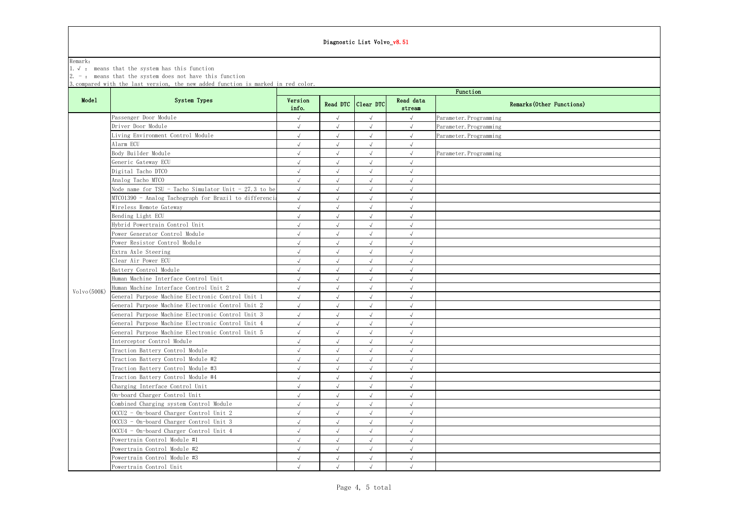# Diagnostic List Volvo_v8.51

Remark:

1. √ : means that the system has this function
2. - : means that the system does not have this function
3. compared with the last version, the new added function is marked in red color.

| Model | System Types | Function | | | | |
|---|---|---|---|---|---|---|
| | | Version info. | Read DTC | Clear DTC | Read data stream | Remarks(Other Functions) |
| Volvo(500K) | Passenger Door Module | √ | √ | √ | √ | Parameter.Programming |
| | Driver Door Module | √ | √ | √ | √ | Parameter.Programming |
| | Living Environment Control Module | √ | √ | √ | √ | Parameter.Programming |
| | Alarm ECU | √ | √ | √ | √ | |
| | Body Builder Module | √ | √ | √ | √ | Parameter.Programming |
| | Generic Gateway ECU | √ | √ | √ | √ | |
| | Digital Tacho DTCO | √ | √ | √ | √ | |
| | Analog Tacho MTCO | √ | √ | √ | √ | |
| | Node name for TSU - Tacho Simulator Unit - 27.3 to be | √ | √ | √ | √ | |
| | MTCO1390 - Analog Tachograph for Brazil to differencia | √ | √ | √ | √ | |
| | Wireless Remote Gateway | √ | √ | √ | √ | |
| | Bending Light ECU | √ | √ | √ | √ | |
| | Hybrid Powertrain Control Unit | √ | √ | √ | √ | |
| | Power Generator Control Module | √ | √ | √ | √ | |
| | Power Resistor Control Module | √ | √ | √ | √ | |
| | Extra Axle Steering | √ | √ | √ | √ | |
| | Clear Air Power ECU | √ | √ | √ | √ | |
| | Battery Control Module | √ | √ | √ | √ | |
| | Human Machine Interface Control Unit | √ | √ | √ | √ | |
| | Human Machine Interface Control Unit 2 | √ | √ | √ | √ | |
| | General Purpose Machine Electronic Control Unit 1 | √ | √ | √ | √ | |
| | General Purpose Machine Electronic Control Unit 2 | √ | √ | √ | √ | |
| | General Purpose Machine Electronic Control Unit 3 | √ | √ | √ | √ | |
| | General Purpose Machine Electronic Control Unit 4 | √ | √ | √ | √ | |
| | General Purpose Machine Electronic Control Unit 5 | √ | √ | √ | √ | |
| | Interceptor Control Module | √ | √ | √ | √ | |
| | Traction Battery Control Module | √ | √ | √ | √ | |
| | Traction Battery Control Module #2 | √ | √ | √ | √ | |
| | Traction Battery Control Module #3 | √ | √ | √ | √ | |
| | Traction Battery Control Module #4 | √ | √ | √ | √ | |
| | Charging Interface Control Unit | √ | √ | √ | √ | |
| | On-board Charger Control Unit | √ | √ | √ | √ | |
| | Combined Charging system Control Module | √ | √ | √ | √ | |
| | OCCU2 - On-board Charger Control Unit 2 | √ | √ | √ | √ | |
| | OCCU3 - On-board Charger Control Unit 3 | √ | √ | √ | √ | |
| | OCCU4 - On-board Charger Control Unit 4 | √ | √ | √ | √ | |
| | Powertrain Control Module #1 | √ | √ | √ | √ | |
| | Powertrain Control Module #2 | √ | √ | √ | √ | |
| | Powertrain Control Module #3 | √ | √ | √ | √ | |
| | Powertrain Control Unit | √ | √ | √ | √ | |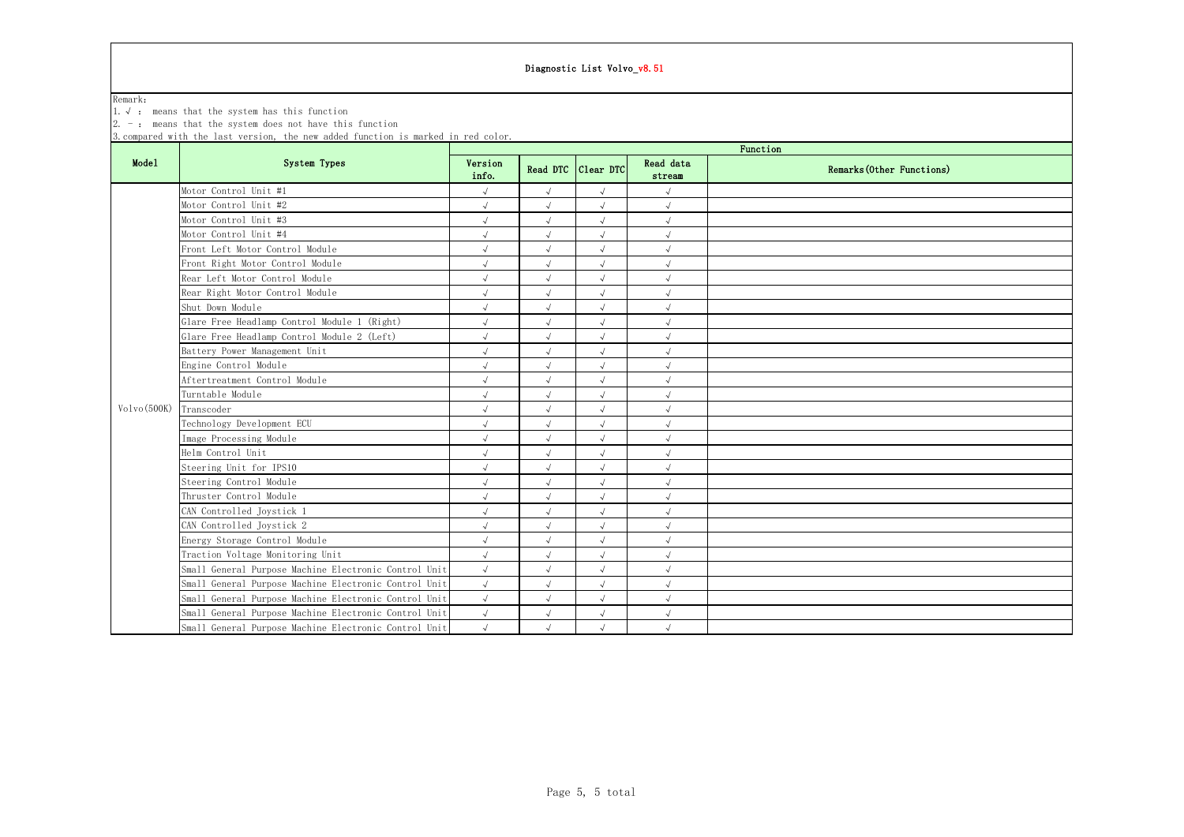Diagnostic List Volvo_v8.51

Remark:

1. √ : means that the system has this function
2. - : means that the system does not have this function
3. compared with the last version, the new added function is marked in red color.

| Model | System Types | Function | | | | |
|---|---|---|---|---|---|---|
| | | Version info. | Read DTC | Clear DTC | Read data stream | Remarks(Other Functions) |
| Volvo(500K) | Motor Control Unit #1 | √ | √ | √ | √ | |
| | Motor Control Unit #2 | √ | √ | √ | √ | |
| | Motor Control Unit #3 | √ | √ | √ | √ | |
| | Motor Control Unit #4 | √ | √ | √ | √ | |
| | Front Left Motor Control Module | √ | √ | √ | √ | |
| | Front Right Motor Control Module | √ | √ | √ | √ | |
| | Rear Left Motor Control Module | √ | √ | √ | √ | |
| | Rear Right Motor Control Module | √ | √ | √ | √ | |
| | Shut Down Module | √ | √ | √ | √ | |
| | Glare Free Headlamp Control Module 1 (Right) | √ | √ | √ | √ | |
| | Glare Free Headlamp Control Module 2 (Left) | √ | √ | √ | √ | |
| | Battery Power Management Unit | √ | √ | √ | √ | |
| | Engine Control Module | √ | √ | √ | √ | |
| | Aftertreatment Control Module | √ | √ | √ | √ | |
| | Turntable Module | √ | √ | √ | √ | |
| | Transcoder | √ | √ | √ | √ | |
| | Technology Development ECU | √ | √ | √ | √ | |
| | Image Processing Module | √ | √ | √ | √ | |
| | Helm Control Unit | √ | √ | √ | √ | |
| | Steering Unit for IPS10 | √ | √ | √ | √ | |
| | Steering Control Module | √ | √ | √ | √ | |
| | Thruster Control Module | √ | √ | √ | √ | |
| | CAN Controlled Joystick 1 | √ | √ | √ | √ | |
| | CAN Controlled Joystick 2 | √ | √ | √ | √ | |
| | Energy Storage Control Module | √ | √ | √ | √ | |
| | Traction Voltage Monitoring Unit | √ | √ | √ | √ | |
| | Small General Purpose Machine Electronic Control Unit | √ | √ | √ | √ | |
| | Small General Purpose Machine Electronic Control Unit | √ | √ | √ | √ | |
| | Small General Purpose Machine Electronic Control Unit | √ | √ | √ | √ | |
| | Small General Purpose Machine Electronic Control Unit | √ | √ | √ | √ | |
| | Small General Purpose Machine Electronic Control Unit | √ | √ | √ | √ | |